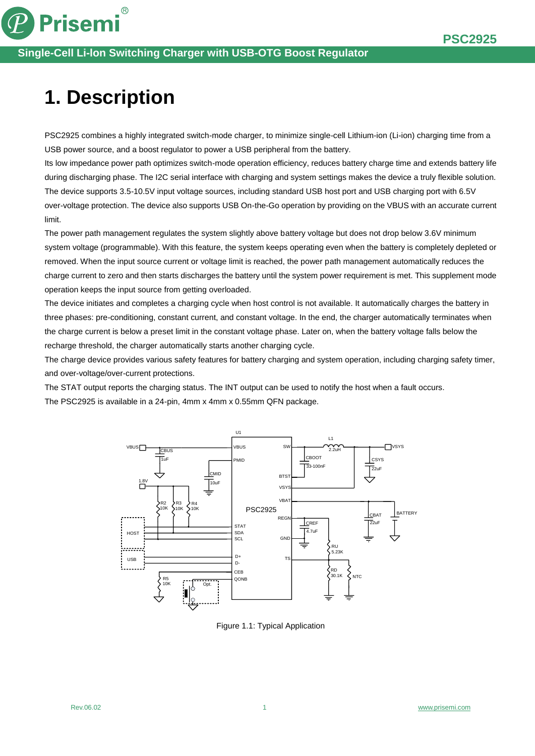# 1. Description

PSC2925 combines a highly integrated switch-mode charger, to minimize single-cell Lithium-ion (Li-ion) charging time from a USB power source, and a boost regulator to power a USB peripheral from the battery.

Its low impedance power path optimizes switch-mode operation efficiency, reduces battery charge time and extends battery life during discharging phase. The I2C serial interface with charging and system settings makes the device a truly flexible solution.

The device supports 3.5-10.5V input voltage sources, including standard USB host port and USB charging port with 6.5V over-voltage protection. The device also supports USB On-the-Go operation by providing on the VBUS with an accurate current limit.

The power path management regulates the system slightly above battery voltage but does not drop below 3.6V minimum system voltage (programmable). With this feature, the system keeps operating even when the battery is completely depleted or removed. When the input source current or voltage limit is reached, the power path management automatically reduces the charge current to zero and then starts discharges the battery until the system power requirement is met. This supplement mode operation keeps the input source from getting overloaded.

The device initiates and completes a charging cycle when host control is not available. It automatically charges the battery in three phases: pre-conditioning, constant current, and constant voltage. In the end, the charger automatically terminates when the charge current is below a preset limit in the constant voltage phase. Later on, when the battery voltage falls below the recharge threshold, the charger automatically starts another charging cycle.

The charge device provides various safety features for battery charging and system operation, including charging safety timer, and over-voltage/over-current protections.

The STAT output reports the charging status. The INT output can be used to notify the host when a fault occurs.

The PSC2925 is available in a 24-pin, 4mm x 4mm x 0.55mm QFN package.

Figure 1.1: Typical Application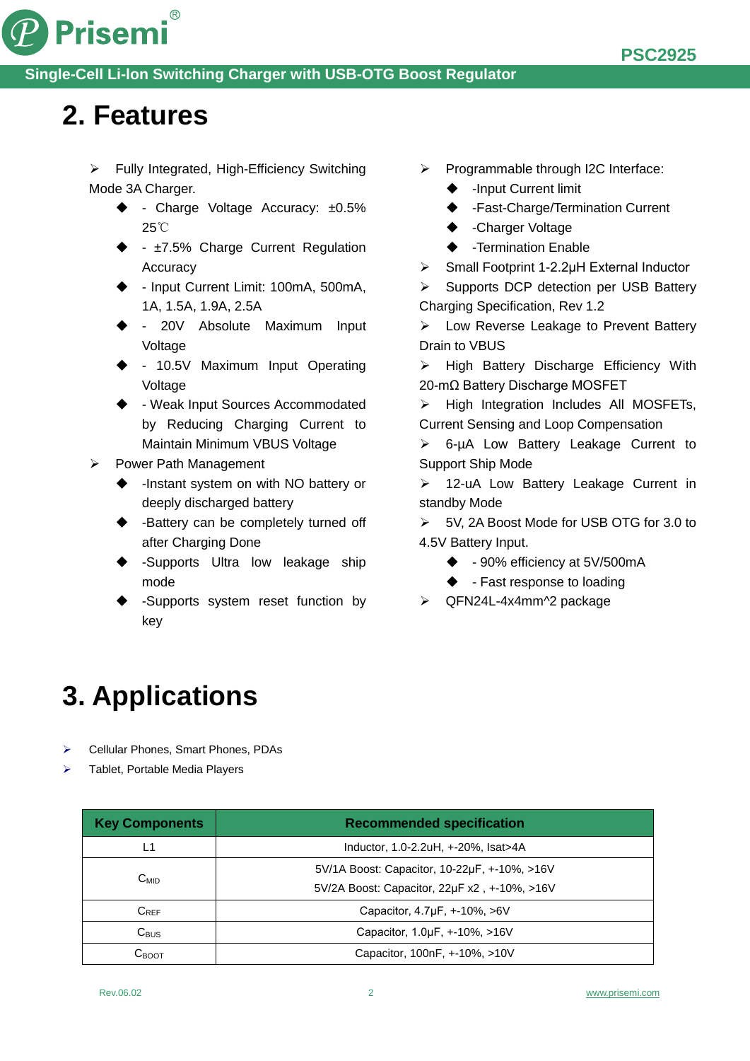## 2. Features

- Fully Integrated, High-Efficiency Switching Mode 3A Charger.
  - - Charge Voltage Accuracy: ±0.5% 25℃
  - - ±7.5% Charge Current Regulation Accuracy
  - - Input Current Limit: 100mA, 500mA, 1A, 1.5A, 1.9A, 2.5A
  - - 20V Absolute Maximum Input Voltage
  - - 10.5V Maximum Input Operating Voltage
  - - Weak Input Sources Accommodated by Reducing Charging Current to Maintain Minimum VBUS Voltage
- Power Path Management
  - -Instant system on with NO battery or deeply discharged battery
  - -Battery can be completely turned off after Charging Done
  - -Supports Ultra low leakage ship mode
  - -Supports system reset function by key
- Programmable through I2C Interface:
  - -Input Current limit
  - -Fast-Charge/Termination Current
  - -Charger Voltage
  - -Termination Enable
- Small Footprint 1-2.2μH External Inductor
- Supports DCP detection per USB Battery Charging Specification, Rev 1.2
- Low Reverse Leakage to Prevent Battery Drain to VBUS
- High Battery Discharge Efficiency With 20-mΩ Battery Discharge MOSFET
- High Integration Includes All MOSFETs, Current Sensing and Loop Compensation
- 6-μA Low Battery Leakage Current to Support Ship Mode
- 12-uA Low Battery Leakage Current in standby Mode
- 5V, 2A Boost Mode for USB OTG for 3.0 to 4.5V Battery Input.
  - - 90% efficiency at 5V/500mA
  - - Fast response to loading
- QFN24L-4x4mm^2 package

## 3. Applications

- Cellular Phones, Smart Phones, PDAs
- Tablet, Portable Media Players

| Key Components | Recommended specification |
|---|---|
| L1 | Inductor, 1.0-2.2uH, +-20%, Isat>4A |
| $C_{MID}$ | 5V/1A Boost: Capacitor, 10-22μF, +-10%, >16V<br>5V/2A Boost: Capacitor, 22μF x2 , +-10%, >16V |
| $C_{REF}$ | Capacitor, 4.7μF, +-10%, >6V |
| $C_{BUS}$ | Capacitor, 1.0μF, +-10%, >16V |
| $C_{BOOT}$ | Capacitor, 100nF, +-10%, >10V |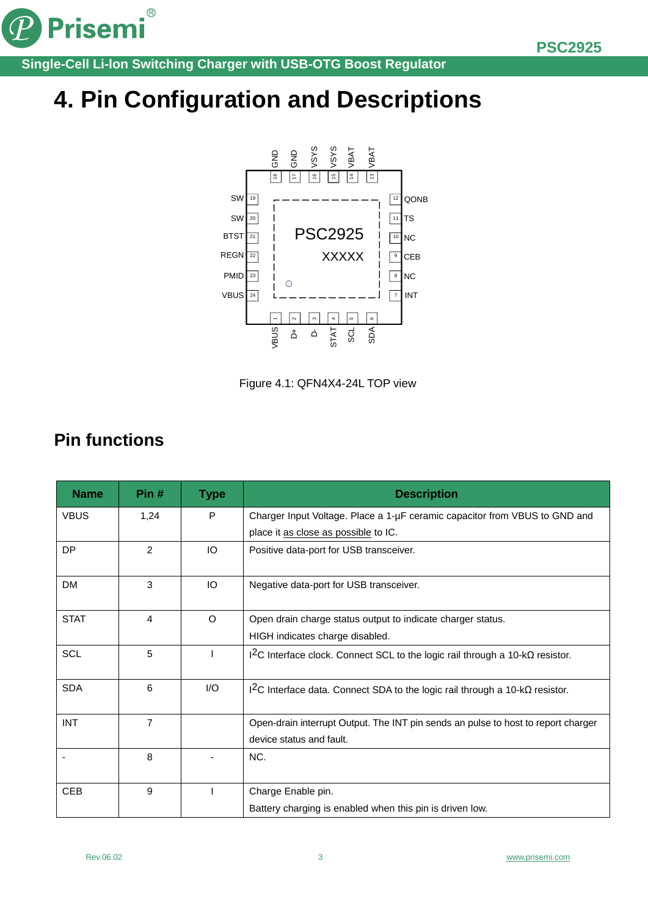# 4. Pin Configuration and Descriptions

Figure 4.1: QFN4X4-24L TOP view

## Pin functions

| Name | Pin # | Type | Description |
|---|---|---|---|
| VBUS | 1,24 | P | Charger Input Voltage. Place a 1-µF ceramic capacitor from VBUS to GND and place it as close as possible to IC. |
| DP | 2 | IO | Positive data-port for USB transceiver. |
| DM | 3 | IO | Negative data-port for USB transceiver. |
| STAT | 4 | O | Open drain charge status output to indicate charger status. HIGH indicates charge disabled. |
| SCL | 5 | I | $I^2C$ Interface clock. Connect SCL to the logic rail through a 10-kΩ resistor. |
| SDA | 6 | I/O | $I^2C$ Interface data. Connect SDA to the logic rail through a 10-kΩ resistor. |
| INT | 7 | | Open-drain interrupt Output. The INT pin sends an pulse to host to report charger device status and fault. |
| - | 8 | - | NC. |
| CEB | 9 | I | Charge Enable pin. Battery charging is enabled when this pin is driven low. |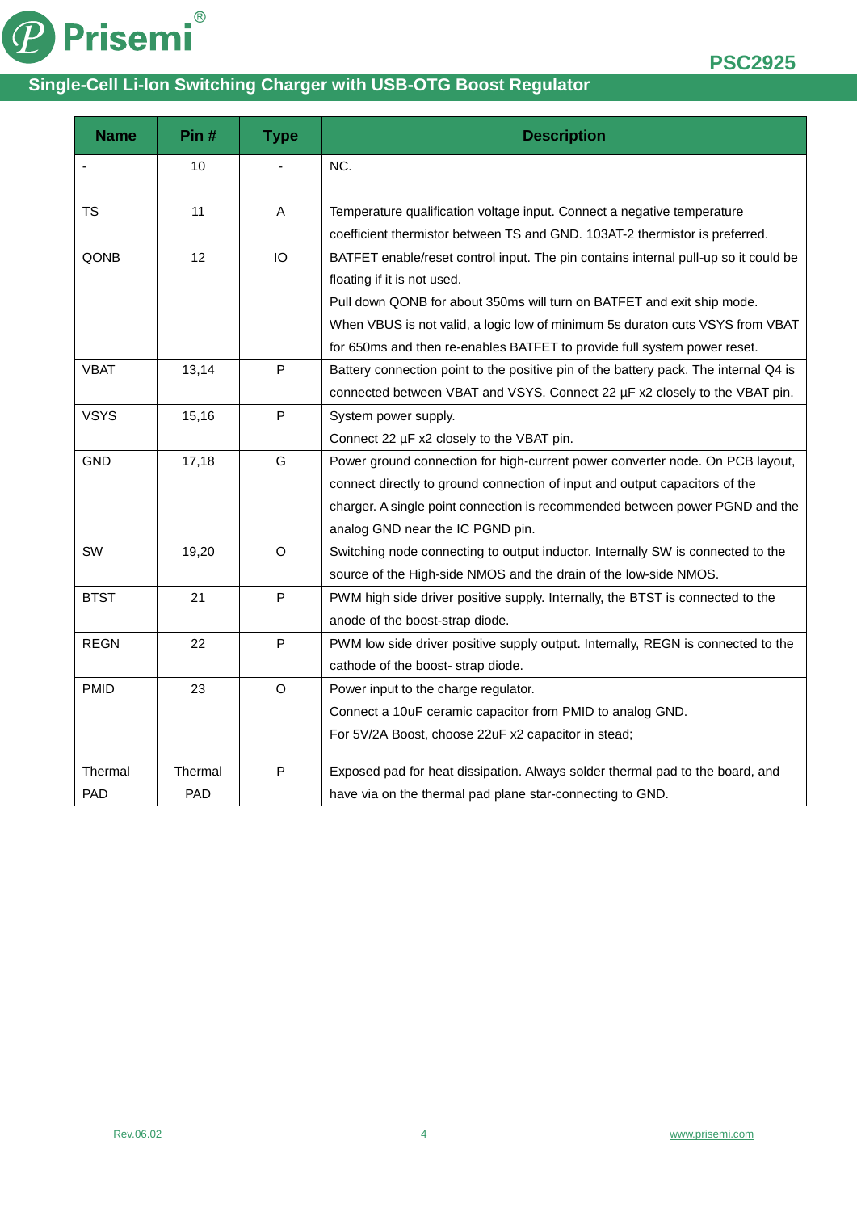| Name | Pin # | Type | Description |
|---|---|---|---|
| - | 10 | - | NC. |
| TS | 11 | A | Temperature qualification voltage input. Connect a negative temperature coefficient thermistor between TS and GND. 103AT-2 thermistor is preferred. |
| QONB | 12 | IO | BATFET enable/reset control input. The pin contains internal pull-up so it could be floating if it is not used. Pull down QONB for about 350ms will turn on BATFET and exit ship mode. When VBUS is not valid, a logic low of minimum 5s duraton cuts VSYS from VBAT for 650ms and then re-enables BATFET to provide full system power reset. |
| VBAT | 13,14 | P | Battery connection point to the positive pin of the battery pack. The internal Q4 is connected between VBAT and VSYS. Connect 22 µF x2 closely to the VBAT pin. |
| VSYS | 15,16 | P | System power supply. Connect 22 µF x2 closely to the VBAT pin. |
| GND | 17,18 | G | Power ground connection for high-current power converter node. On PCB layout, connect directly to ground connection of input and output capacitors of the charger. A single point connection is recommended between power PGND and the analog GND near the IC PGND pin. |
| SW | 19,20 | O | Switching node connecting to output inductor. Internally SW is connected to the source of the High-side NMOS and the drain of the low-side NMOS. |
| BTST | 21 | P | PWM high side driver positive supply. Internally, the BTST is connected to the anode of the boost-strap diode. |
| REGN | 22 | P | PWM low side driver positive supply output. Internally, REGN is connected to the cathode of the boost- strap diode. |
| PMID | 23 | O | Power input to the charge regulator. Connect a 10uF ceramic capacitor from PMID to analog GND. For 5V/2A Boost, choose 22uF x2 capacitor in stead; |
| Thermal PAD | Thermal PAD | P | Exposed pad for heat dissipation. Always solder thermal pad to the board, and have via on the thermal pad plane star-connecting to GND. |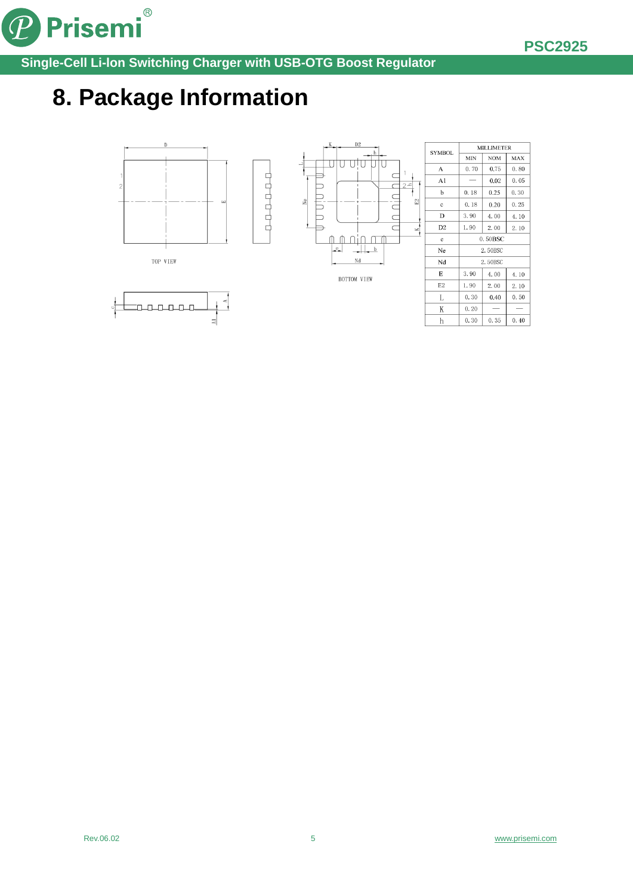# 8. Package Information

TOP VIEW

BOTTOM VIEW

| SYMBOL | MILLIMETER | | |
|---|---|---|---|
| | MIN | NOM | MAX |
| A | 0.70 | 0.75 | 0.80 |
| A1 | — | 0.02 | 0.05 |
| b | 0.18 | 0.25 | 0.30 |
| c | 0.18 | 0.20 | 0.25 |
| D | 3.90 | 4.00 | 4.10 |
| D2 | 1.90 | 2.00 | 2.10 |
| e | 0.50BSC | | |
| Ne | 2.50BSC | | |
| Nd | 2.50BSC | | |
| E | 3.90 | 4.00 | 4.10 |
| E2 | 1.90 | 2.00 | 2.10 |
| L | 0.30 | 0.40 | 0.50 |
| K | 0.20 | — | — |
| h | 0.30 | 0.35 | 0.40 |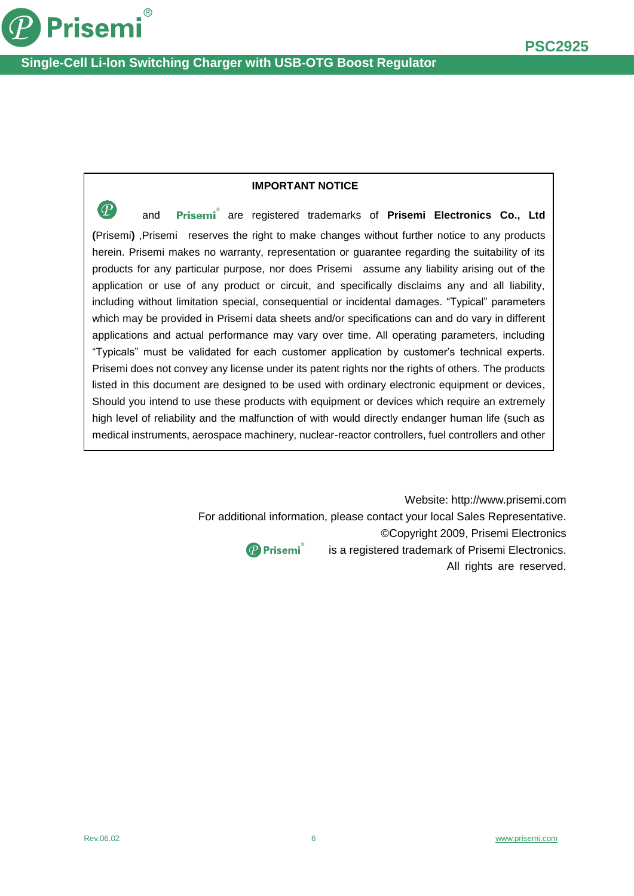**IMPORTANT NOTICE**

and Prisemi are registered trademarks of **Prisemi Electronics Co., Ltd (**Prisemi**)** ,Prisemi reserves the right to make changes without further notice to any products herein. Prisemi makes no warranty, representation or guarantee regarding the suitability of its products for any particular purpose, nor does Prisemi assume any liability arising out of the application or use of any product or circuit, and specifically disclaims any and all liability, including without limitation special, consequential or incidental damages. "Typical" parameters which may be provided in Prisemi data sheets and/or specifications can and do vary in different applications and actual performance may vary over time. All operating parameters, including "Typicals" must be validated for each customer application by customer's technical experts. Prisemi does not convey any license under its patent rights nor the rights of others. The products listed in this document are designed to be used with ordinary electronic equipment or devices, Should you intend to use these products with equipment or devices which require an extremely high level of reliability and the malfunction of with would directly endanger human life (such as medical instruments, aerospace machinery, nuclear-reactor controllers, fuel controllers and other

Website: http://www.prisemi.com

For additional information, please contact your local Sales Representative.

©Copyright 2009, Prisemi Electronics

Prisemi is a registered trademark of Prisemi Electronics.

All rights are reserved.